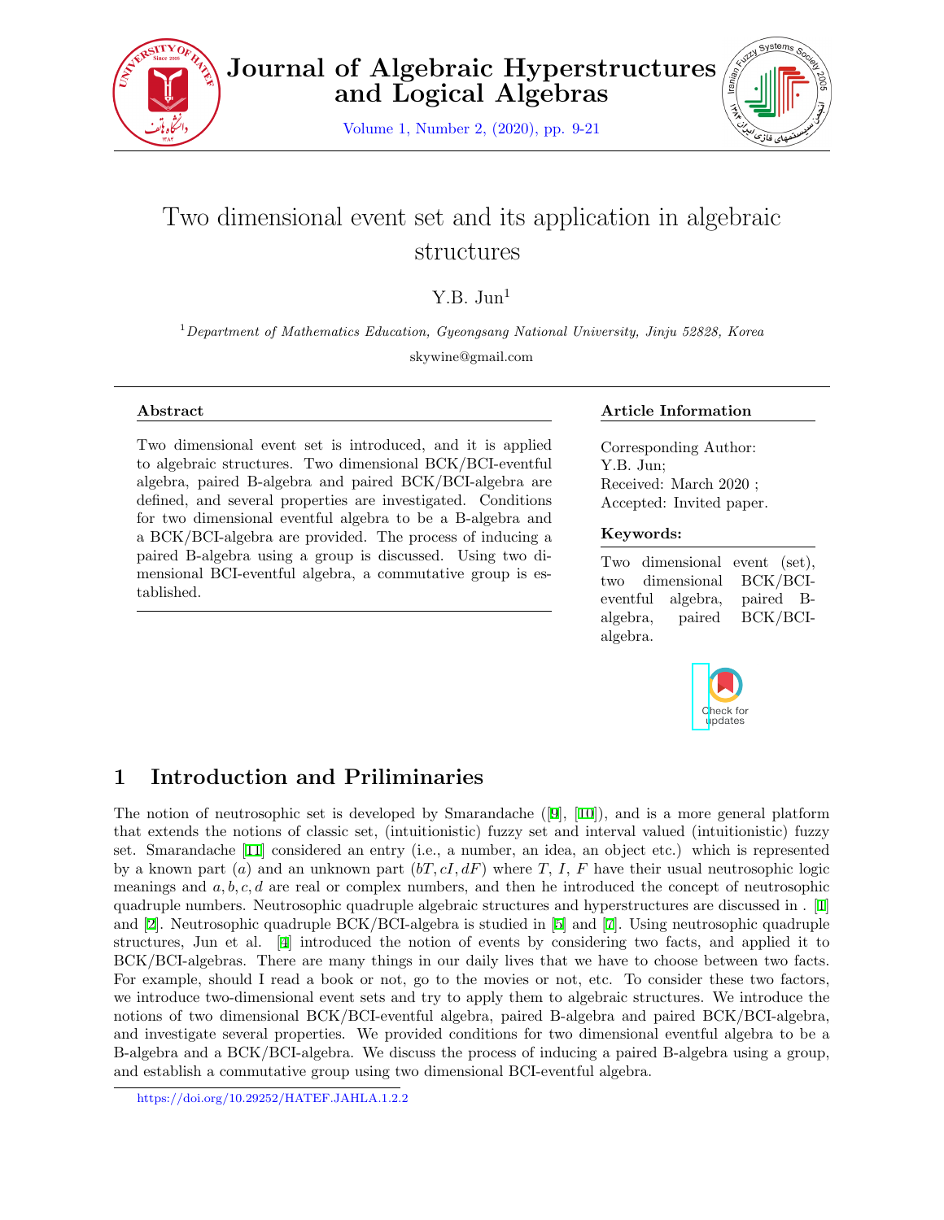# Two dimensional event set and its application in algebraic structures

Y.B. Jun[1]

[1] *Department of Mathematics Education, Gyeongsang National University, Jinju 52828, Korea*

skywine@gmail.com

### Abstract

Two dimensional event set is introduced, and it is applied to algebraic structures. Two dimensional BCK/BCI-eventful algebra, paired B-algebra and paired BCK/BCI-algebra are defined, and several properties are investigated. Conditions for two dimensional eventful algebra to be a B-algebra and a BCK/BCI-algebra are provided. The process of inducing a paired B-algebra using a group is discussed. Using two dimensional BCI-eventful algebra, a commutative group is established.

### Article Information

Corresponding Author: Y.B. Jun;
Received: March 2020 ;
Accepted: Invited paper.

### Keywords:

Two dimensional event (set), two dimensional BCK/BCI-eventful algebra, paired B-algebra, paired BCK/BCI-algebra.

## 1 Introduction and Priliminaries

The notion of neutrosophic set is developed by Smarandache ([9], [11]), and is a more general platform that extends the notions of classic set, (intuitionistic) fuzzy set and interval valued (intuitionistic) fuzzy set. Smarandache [11] considered an entry (i.e., a number, an idea, an object etc.) which is represented by a known part $(a)$ and an unknown part $(bT, cI, dF)$ where $T$, $I$, $F$ have their usual neutrosophic logic meanings and $a, b, c, d$ are real or complex numbers, and then he introduced the concept of neutrosophic quadruple numbers. Neutrosophic quadruple algebraic structures and hyperstructures are discussed in . [1] and [2]. Neutrosophic quadruple BCK/BCI-algebra is studied in [5] and [7]. Using neutrosophic quadruple structures, Jun et al. [4] introduced the notion of events by considering two facts, and applied it to BCK/BCI-algebras. There are many things in our daily lives that we have to choose between two facts. For example, should I read a book or not, go to the movies or not, etc. To consider these two factors, we introduce two-dimensional event sets and try to apply them to algebraic structures. We introduce the notions of two dimensional BCK/BCI-eventful algebra, paired B-algebra and paired BCK/BCI-algebra, and investigate several properties. We provided conditions for two dimensional eventful algebra to be a B-algebra and a BCK/BCI-algebra. We discuss the process of inducing a paired B-algebra using a group, and establish a commutative group using two dimensional BCI-eventful algebra.

https://doi.org/10.29252/HATEF.JAHLA.1.2.2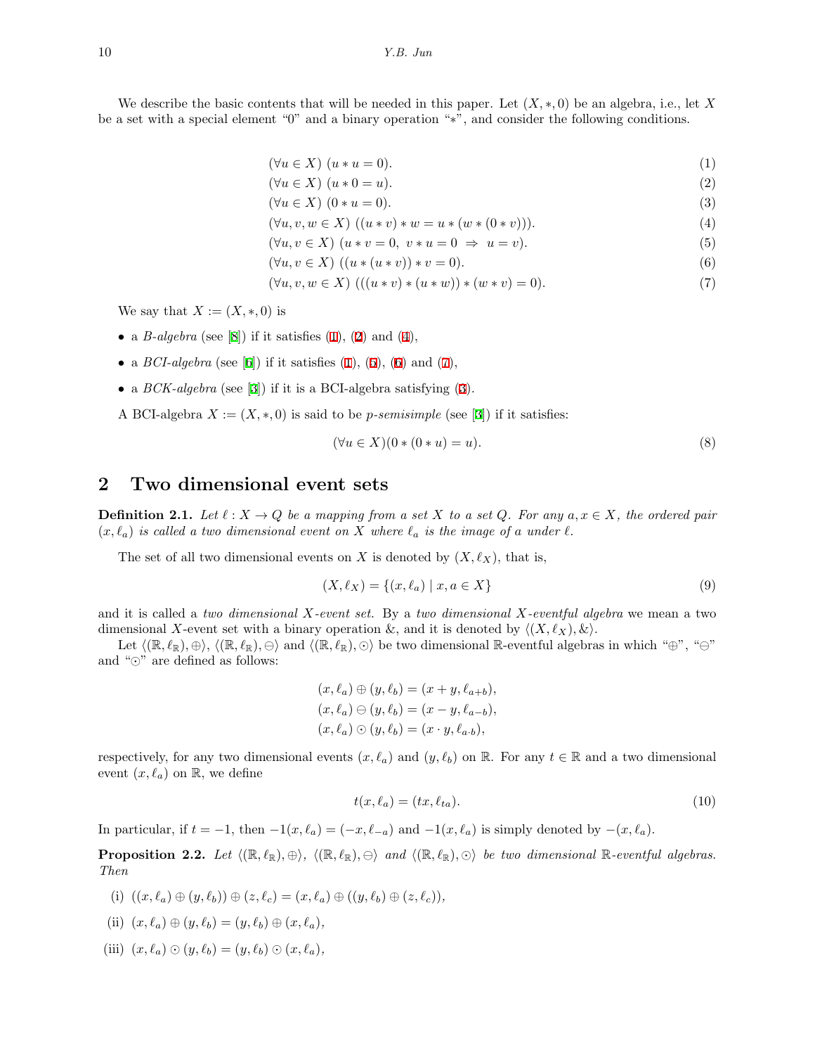We describe the basic contents that will be needed in this paper. Let $(X, *, 0)$ be an algebra, i.e., let $X$ be a set with a special element "0" and a binary operation "$*$", and consider the following conditions.

$$(\forall u \in X)\ (u * u = 0). \tag{1}$$

$$(\forall u \in X)\ (u * 0 = u). \tag{2}$$

$$(\forall u \in X)\ (0 * u = 0). \tag{3}$$

$$(\forall u, v, w \in X)\ ((u * v) * w = u * (w * (0 * v))). \tag{4}$$

$$(\forall u, v \in X)\ (u * v = 0,\ v * u = 0 \ \Rightarrow\ u = v). \tag{5}$$

$$(\forall u, v \in X)\ ((u * (u * v)) * v = 0). \tag{6}$$

$$(\forall u, v, w \in X)\ (((u * v) * (u * w)) * (w * v) = 0). \tag{7}$$

We say that $X := (X, *, 0)$ is

- a *B-algebra* (see [8]) if it satisfies (1), (2) and (4),
- a *BCI-algebra* (see [6]) if it satisfies (1), (5), (6) and (7),
- a *BCK-algebra* (see [3]) if it is a BCI-algebra satisfying (3).

A BCI-algebra $X := (X, *, 0)$ is said to be *p-semisimple* (see [3]) if it satisfies:

$$(\forall u \in X)(0 * (0 * u) = u). \tag{8}$$

## 2 Two dimensional event sets

**Definition 2.1.** *Let $\ell : X \to Q$ be a mapping from a set $X$ to a set $Q$. For any $a, x \in X$, the ordered pair $(x, \ell_a)$ is called a two dimensional event on $X$ where $\ell_a$ is the image of $a$ under $\ell$.*

The set of all two dimensional events on $X$ is denoted by $(X, \ell_X)$, that is,

$$(X, \ell_X) = \{(x, \ell_a) \mid x, a \in X\} \tag{9}$$

and it is called a *two dimensional $X$-event set.* By a *two dimensional $X$-eventful algebra* we mean a two dimensional $X$-event set with a binary operation &, and it is denoted by $\langle (X, \ell_X), \& \rangle$.

Let $\langle (\mathbb{R}, \ell_{\mathbb{R}}), \oplus \rangle$, $\langle (\mathbb{R}, \ell_{\mathbb{R}}), \ominus \rangle$ and $\langle (\mathbb{R}, \ell_{\mathbb{R}}), \odot \rangle$ be two dimensional $\mathbb{R}$-eventful algebras in which "$\oplus$", "$\ominus$" and "$\odot$" are defined as follows:

$$(x, \ell_a) \oplus (y, \ell_b) = (x + y, \ell_{a+b}),$$
$$(x, \ell_a) \ominus (y, \ell_b) = (x - y, \ell_{a-b}),$$
$$(x, \ell_a) \odot (y, \ell_b) = (x \cdot y, \ell_{a \cdot b}),$$

respectively, for any two dimensional events $(x, \ell_a)$ and $(y, \ell_b)$ on $\mathbb{R}$. For any $t \in \mathbb{R}$ and a two dimensional event $(x, \ell_a)$ on $\mathbb{R}$, we define

$$t(x, \ell_a) = (tx, \ell_{ta}). \tag{10}$$

In particular, if $t = -1$, then $-1(x, \ell_a) = (-x, \ell_{-a})$ and $-1(x, \ell_a)$ is simply denoted by $-(x, \ell_a)$.

**Proposition 2.2.** *Let $\langle (\mathbb{R}, \ell_{\mathbb{R}}), \oplus \rangle$, $\langle (\mathbb{R}, \ell_{\mathbb{R}}), \ominus \rangle$ and $\langle (\mathbb{R}, \ell_{\mathbb{R}}), \odot \rangle$ be two dimensional $\mathbb{R}$-eventful algebras. Then*

(i) $((x, \ell_a) \oplus (y, \ell_b)) \oplus (z, \ell_c) = (x, \ell_a) \oplus ((y, \ell_b) \oplus (z, \ell_c))$,

(ii) $(x, \ell_a) \oplus (y, \ell_b) = (y, \ell_b) \oplus (x, \ell_a)$,

(iii) $(x, \ell_a) \odot (y, \ell_b) = (y, \ell_b) \odot (x, \ell_a)$,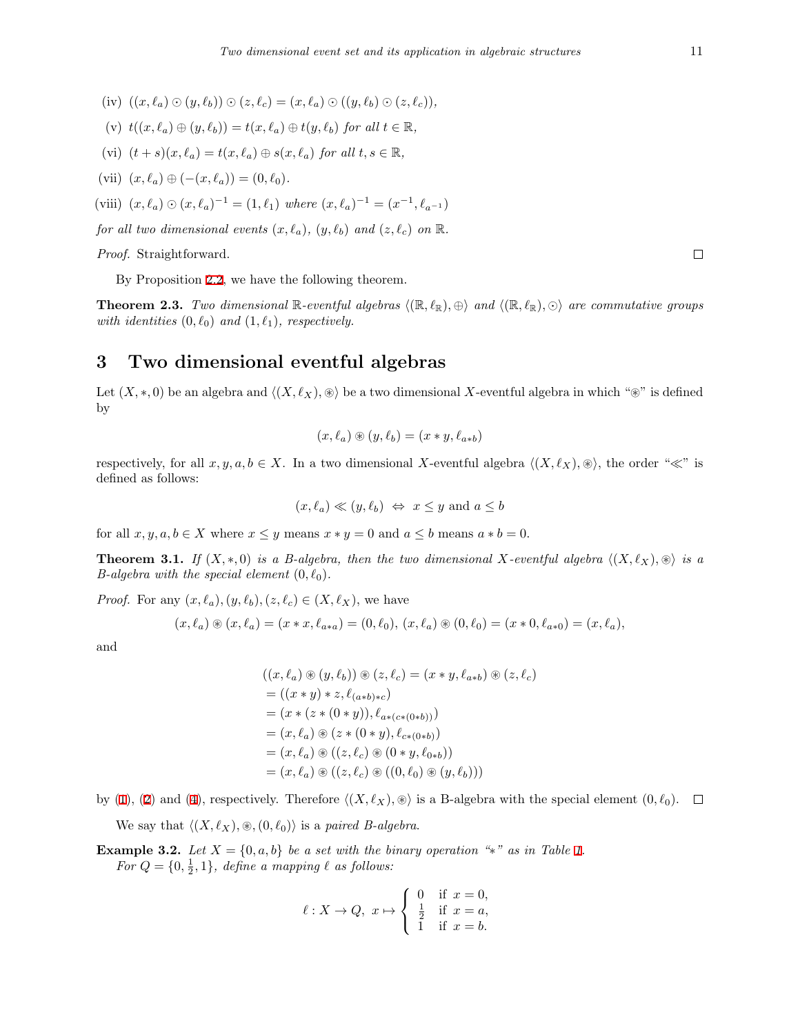(iv) $((x, \ell_a) \odot (y, \ell_b)) \odot (z, \ell_c) = (x, \ell_a) \odot ((y, \ell_b) \odot (z, \ell_c))$,

(v) $t((x, \ell_a) \oplus (y, \ell_b)) = t(x, \ell_a) \oplus t(y, \ell_b)$ *for all* $t \in \mathbb{R}$,

(vi) $(t + s)(x, \ell_a) = t(x, \ell_a) \oplus s(x, \ell_a)$ *for all* $t, s \in \mathbb{R}$,

(vii) $(x, \ell_a) \oplus (-(x, \ell_a)) = (0, \ell_0)$.

(viii) $(x, \ell_a) \odot (x, \ell_a)^{-1} = (1, \ell_1)$ *where* $(x, \ell_a)^{-1} = (x^{-1}, \ell_{a^{-1}})$

*for all two dimensional events* $(x, \ell_a)$, $(y, \ell_b)$ *and* $(z, \ell_c)$ *on* $\mathbb{R}$.

*Proof.* Straightforward. □

By Proposition 2.2, we have the following theorem.

**Theorem 2.3.** *Two dimensional* $\mathbb{R}$*-eventful algebras* $\langle(\mathbb{R}, \ell_{\mathbb{R}}), \oplus\rangle$ *and* $\langle(\mathbb{R}, \ell_{\mathbb{R}}), \odot\rangle$ *are commutative groups with identities* $(0, \ell_0)$ *and* $(1, \ell_1)$*, respectively.*

# 3 Two dimensional eventful algebras

Let $(X, *, 0)$ be an algebra and $\langle(X, \ell_X), \circledast\rangle$ be a two dimensional $X$-eventful algebra in which "$\circledast$" is defined by

$$(x, \ell_a) \circledast (y, \ell_b) = (x * y, \ell_{a*b})$$

respectively, for all $x, y, a, b \in X$. In a two dimensional $X$-eventful algebra $\langle(X, \ell_X), \circledast\rangle$, the order "$\ll$" is defined as follows:

$$(x, \ell_a) \ll (y, \ell_b) \;\Leftrightarrow\; x \leq y \text{ and } a \leq b$$

for all $x, y, a, b \in X$ where $x \leq y$ means $x * y = 0$ and $a \leq b$ means $a * b = 0$.

**Theorem 3.1.** *If* $(X, *, 0)$ *is a B-algebra, then the two dimensional* $X$*-eventful algebra* $\langle(X, \ell_X), \circledast\rangle$ *is a B-algebra with the special element* $(0, \ell_0)$.

*Proof.* For any $(x, \ell_a), (y, \ell_b), (z, \ell_c) \in (X, \ell_X)$, we have

$$(x, \ell_a) \circledast (x, \ell_a) = (x * x, \ell_{a*a}) = (0, \ell_0),\; (x, \ell_a) \circledast (0, \ell_0) = (x * 0, \ell_{a*0}) = (x, \ell_a),$$

and

$$\begin{aligned}
&((x, \ell_a) \circledast (y, \ell_b)) \circledast (z, \ell_c) = (x * y, \ell_{a*b}) \circledast (z, \ell_c) \\
&= ((x * y) * z, \ell_{(a*b)*c}) \\
&= (x * (z * (0 * y)), \ell_{a*(c*(0*b))}) \\
&= (x, \ell_a) \circledast (z * (0 * y), \ell_{c*(0*b)}) \\
&= (x, \ell_a) \circledast ((z, \ell_c) \circledast (0 * y, \ell_{0*b})) \\
&= (x, \ell_a) \circledast ((z, \ell_c) \circledast ((0, \ell_0) \circledast (y, \ell_b)))
\end{aligned}$$

by (1), (2) and (4), respectively. Therefore $\langle(X, \ell_X), \circledast\rangle$ is a B-algebra with the special element $(0, \ell_0)$. □

We say that $\langle(X, \ell_X), \circledast, (0, \ell_0)\rangle$ is a *paired B-algebra*.

**Example 3.2.** *Let* $X = \{0, a, b\}$ *be a set with the binary operation "$*$" as in Table 1.*
*For* $Q = \{0, \frac{1}{2}, 1\}$*, define a mapping* $\ell$ *as follows:*

$$\ell : X \to Q,\; x \mapsto \begin{cases} 0 & \text{if } x = 0, \\ \frac{1}{2} & \text{if } x = a, \\ 1 & \text{if } x = b. \end{cases}$$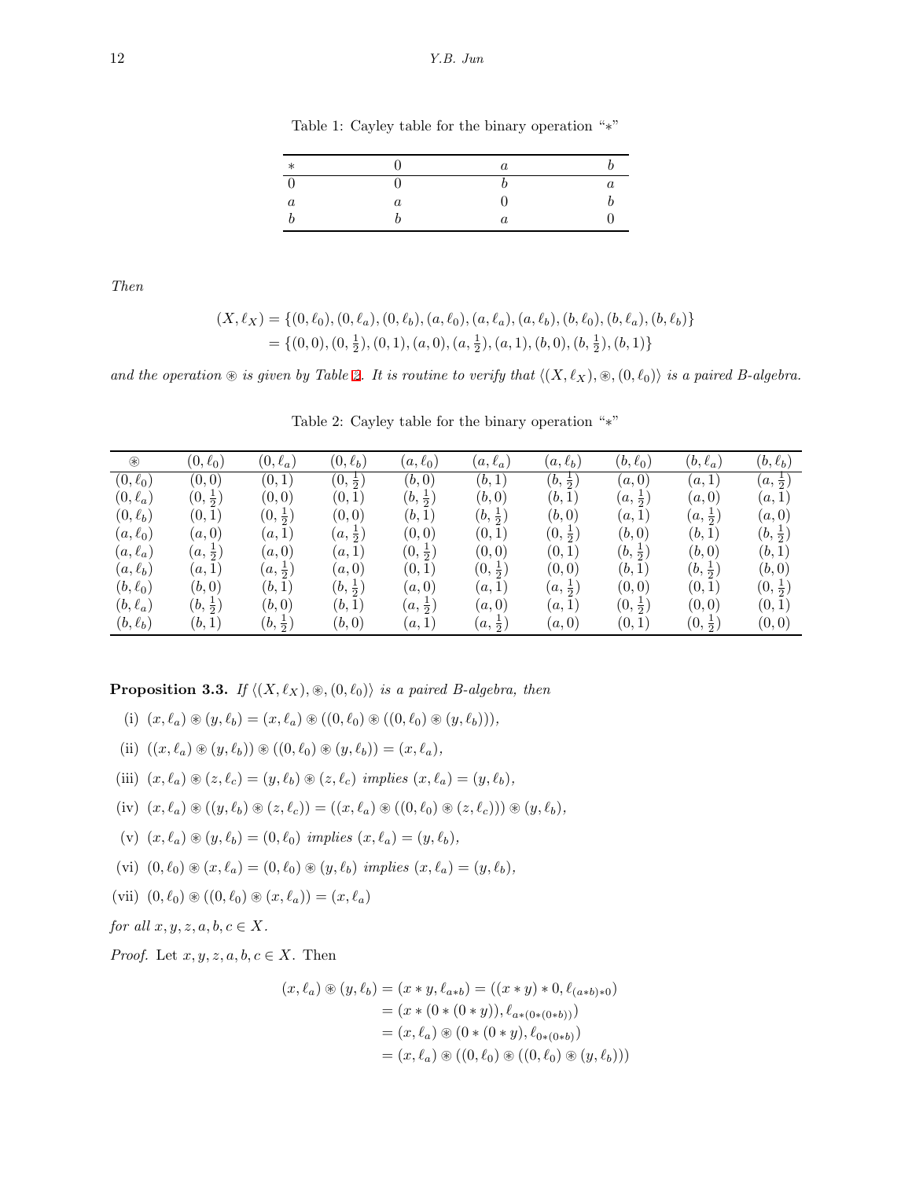Table 1: Cayley table for the binary operation "$*$"

| $*$ | $0$ | $a$ | $b$ |
|---|---|---|---|
| $0$ | $0$ | $b$ | $a$ |
| $a$ | $a$ | $0$ | $b$ |
| $b$ | $b$ | $a$ | $0$ |

*Then*

$$\begin{aligned}(X, \ell_X) &= \{(0,\ell_0),(0,\ell_a),(0,\ell_b),(a,\ell_0),(a,\ell_a),(a,\ell_b),(b,\ell_0),(b,\ell_a),(b,\ell_b)\}\\ &= \{(0,0),(0,\tfrac{1}{2}),(0,1),(a,0),(a,\tfrac{1}{2}),(a,1),(b,0),(b,\tfrac{1}{2}),(b,1)\}\end{aligned}$$

*and the operation $\circledast$ is given by Table 2. It is routine to verify that $\langle (X,\ell_X), \circledast, (0,\ell_0)\rangle$ is a paired B-algebra.*

Table 2: Cayley table for the binary operation "$*$"

| $\circledast$ | $(0,\ell_0)$ | $(0,\ell_a)$ | $(0,\ell_b)$ | $(a,\ell_0)$ | $(a,\ell_a)$ | $(a,\ell_b)$ | $(b,\ell_0)$ | $(b,\ell_a)$ | $(b,\ell_b)$ |
|---|---|---|---|---|---|---|---|---|---|
| $(0,\ell_0)$ | $(0,0)$ | $(0,1)$ | $(0,\frac{1}{2})$ | $(b,0)$ | $(b,1)$ | $(b,\frac{1}{2})$ | $(a,0)$ | $(a,1)$ | $(a,\frac{1}{2})$ |
| $(0,\ell_a)$ | $(0,\frac{1}{2})$ | $(0,0)$ | $(0,1)$ | $(b,\frac{1}{2})$ | $(b,0)$ | $(b,1)$ | $(a,\frac{1}{2})$ | $(a,0)$ | $(a,1)$ |
| $(0,\ell_b)$ | $(0,1)$ | $(0,\frac{1}{2})$ | $(0,0)$ | $(b,1)$ | $(b,\frac{1}{2})$ | $(b,0)$ | $(a,1)$ | $(a,\frac{1}{2})$ | $(a,0)$ |
| $(a,\ell_0)$ | $(a,0)$ | $(a,1)$ | $(a,\frac{1}{2})$ | $(0,0)$ | $(0,1)$ | $(0,\frac{1}{2})$ | $(b,0)$ | $(b,1)$ | $(b,\frac{1}{2})$ |
| $(a,\ell_a)$ | $(a,\frac{1}{2})$ | $(a,0)$ | $(a,1)$ | $(0,\frac{1}{2})$ | $(0,0)$ | $(0,1)$ | $(b,\frac{1}{2})$ | $(b,0)$ | $(b,1)$ |
| $(a,\ell_b)$ | $(a,1)$ | $(a,\frac{1}{2})$ | $(a,0)$ | $(0,1)$ | $(0,\frac{1}{2})$ | $(0,0)$ | $(b,1)$ | $(b,\frac{1}{2})$ | $(b,0)$ |
| $(b,\ell_0)$ | $(b,0)$ | $(b,1)$ | $(b,\frac{1}{2})$ | $(a,0)$ | $(a,1)$ | $(a,\frac{1}{2})$ | $(0,0)$ | $(0,1)$ | $(0,\frac{1}{2})$ |
| $(b,\ell_a)$ | $(b,\frac{1}{2})$ | $(b,0)$ | $(b,1)$ | $(a,\frac{1}{2})$ | $(a,0)$ | $(a,1)$ | $(0,\frac{1}{2})$ | $(0,0)$ | $(0,1)$ |
| $(b,\ell_b)$ | $(b,1)$ | $(b,\frac{1}{2})$ | $(b,0)$ | $(a,1)$ | $(a,\frac{1}{2})$ | $(a,0)$ | $(0,1)$ | $(0,\frac{1}{2})$ | $(0,0)$ |

**Proposition 3.3.** *If $\langle (X,\ell_X), \circledast, (0,\ell_0)\rangle$ is a paired B-algebra, then*

(i) $(x,\ell_a) \circledast (y,\ell_b) = (x,\ell_a) \circledast ((0,\ell_0) \circledast ((0,\ell_0) \circledast (y,\ell_b)))$,

(ii) $((x,\ell_a) \circledast (y,\ell_b)) \circledast ((0,\ell_0) \circledast (y,\ell_b)) = (x,\ell_a)$,

(iii) $(x,\ell_a) \circledast (z,\ell_c) = (y,\ell_b) \circledast (z,\ell_c)$ *implies* $(x,\ell_a) = (y,\ell_b)$,

(iv) $(x,\ell_a) \circledast ((y,\ell_b) \circledast (z,\ell_c)) = ((x,\ell_a) \circledast ((0,\ell_0) \circledast (z,\ell_c))) \circledast (y,\ell_b)$,

(v) $(x,\ell_a) \circledast (y,\ell_b) = (0,\ell_0)$ *implies* $(x,\ell_a) = (y,\ell_b)$,

(vi) $(0,\ell_0) \circledast (x,\ell_a) = (0,\ell_0) \circledast (y,\ell_b)$ *implies* $(x,\ell_a) = (y,\ell_b)$,

(vii) $(0,\ell_0) \circledast ((0,\ell_0) \circledast (x,\ell_a)) = (x,\ell_a)$

*for all $x,y,z,a,b,c \in X$.*

*Proof.* Let $x,y,z,a,b,c \in X$. Then

$$\begin{aligned}(x,\ell_a) \circledast (y,\ell_b) &= (x*y, \ell_{a*b}) = ((x*y)*0, \ell_{(a*b)*0})\\ &= (x*(0*(0*y)), \ell_{a*(0*(0*b))})\\ &= (x,\ell_a) \circledast (0*(0*y), \ell_{0*(0*b)})\\ &= (x,\ell_a) \circledast ((0,\ell_0) \circledast ((0,\ell_0) \circledast (y,\ell_b)))\end{aligned}$$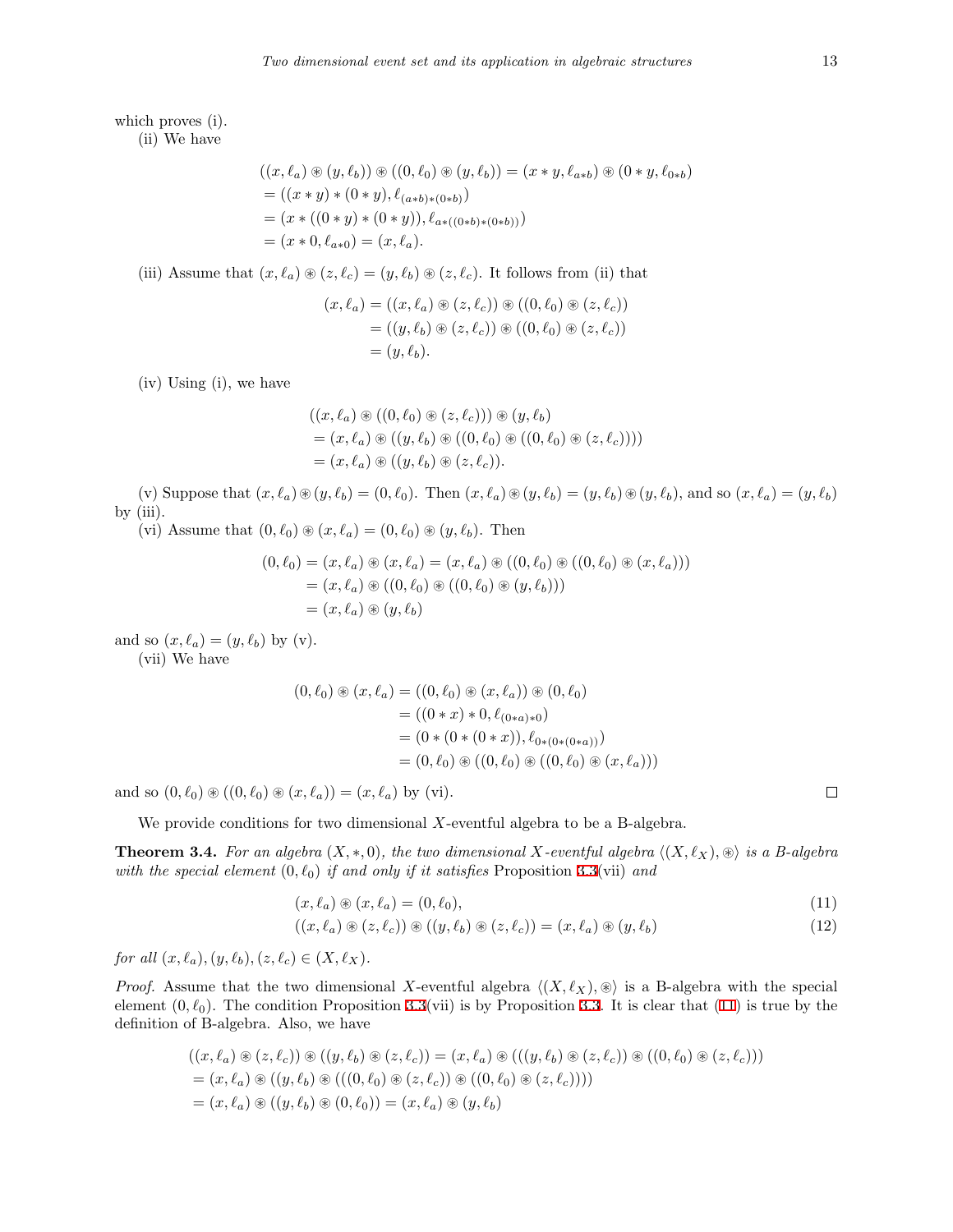which proves (i).

(ii) We have

$$
\begin{aligned}
&((x,\ell_a) \circledast (y,\ell_b)) \circledast ((0,\ell_0) \circledast (y,\ell_b)) = (x*y, \ell_{a*b}) \circledast (0*y, \ell_{0*b}) \\
&= ((x*y)*(0*y), \ell_{(a*b)*(0*b)}) \\
&= (x*((0*y)*(0*y)), \ell_{a*((0*b)*(0*b))}) \\
&= (x*0, \ell_{a*0}) = (x,\ell_a).
\end{aligned}
$$

(iii) Assume that $(x,\ell_a) \circledast (z,\ell_c) = (y,\ell_b) \circledast (z,\ell_c)$. It follows from (ii) that

$$
\begin{aligned}
(x,\ell_a) &= ((x,\ell_a) \circledast (z,\ell_c)) \circledast ((0,\ell_0) \circledast (z,\ell_c)) \\
&= ((y,\ell_b) \circledast (z,\ell_c)) \circledast ((0,\ell_0) \circledast (z,\ell_c)) \\
&= (y,\ell_b).
\end{aligned}
$$

(iv) Using (i), we have

$$
\begin{aligned}
&((x,\ell_a) \circledast ((0,\ell_0) \circledast (z,\ell_c))) \circledast (y,\ell_b) \\
&= (x,\ell_a) \circledast ((y,\ell_b) \circledast ((0,\ell_0) \circledast ((0,\ell_0) \circledast (z,\ell_c)))) \\
&= (x,\ell_a) \circledast ((y,\ell_b) \circledast (z,\ell_c)).
\end{aligned}
$$

(v) Suppose that $(x,\ell_a) \circledast (y,\ell_b) = (0,\ell_0)$. Then $(x,\ell_a) \circledast (y,\ell_b) = (y,\ell_b) \circledast (y,\ell_b)$, and so $(x,\ell_a) = (y,\ell_b)$ by (iii).

(vi) Assume that $(0,\ell_0) \circledast (x,\ell_a) = (0,\ell_0) \circledast (y,\ell_b)$. Then

$$
\begin{aligned}
(0,\ell_0) &= (x,\ell_a) \circledast (x,\ell_a) = (x,\ell_a) \circledast ((0,\ell_0) \circledast ((0,\ell_0) \circledast (x,\ell_a))) \\
&= (x,\ell_a) \circledast ((0,\ell_0) \circledast ((0,\ell_0) \circledast (y,\ell_b))) \\
&= (x,\ell_a) \circledast (y,\ell_b)
\end{aligned}
$$

and so $(x,\ell_a) = (y,\ell_b)$ by (v).

(vii) We have

$$
\begin{aligned}
(0,\ell_0) \circledast (x,\ell_a) &= ((0,\ell_0) \circledast (x,\ell_a)) \circledast (0,\ell_0) \\
&= ((0*x)*0, \ell_{(0*a)*0}) \\
&= (0*(0*(0*x)), \ell_{0*(0*(0*a))}) \\
&= (0,\ell_0) \circledast ((0,\ell_0) \circledast ((0,\ell_0) \circledast (x,\ell_a)))
\end{aligned}
$$

and so $(0,\ell_0) \circledast ((0,\ell_0) \circledast (x,\ell_a)) = (x,\ell_a)$ by (vi). □

We provide conditions for two dimensional $X$-eventful algebra to be a B-algebra.

**Theorem 3.4.** *For an algebra $(X,*,0)$, the two dimensional $X$-eventful algebra $\langle (X,\ell_X), \circledast \rangle$ is a B-algebra with the special element $(0,\ell_0)$ if and only if it satisfies* Proposition 3.3(vii) *and*

$$
(x,\ell_a) \circledast (x,\ell_a) = (0,\ell_0), \tag{11}
$$

$$
((x,\ell_a) \circledast (z,\ell_c)) \circledast ((y,\ell_b) \circledast (z,\ell_c)) = (x,\ell_a) \circledast (y,\ell_b) \tag{12}
$$

*for all $(x,\ell_a), (y,\ell_b), (z,\ell_c) \in (X,\ell_X)$.*

*Proof.* Assume that the two dimensional $X$-eventful algebra $\langle (X,\ell_X), \circledast \rangle$ is a B-algebra with the special element $(0,\ell_0)$. The condition Proposition 3.3(vii) is by Proposition 3.3. It is clear that (11) is true by the definition of B-algebra. Also, we have

$$
\begin{aligned}
&((x,\ell_a) \circledast (z,\ell_c)) \circledast ((y,\ell_b) \circledast (z,\ell_c)) = (x,\ell_a) \circledast (((y,\ell_b) \circledast (z,\ell_c)) \circledast ((0,\ell_0) \circledast (z,\ell_c))) \\
&= (x,\ell_a) \circledast ((y,\ell_b) \circledast (((0,\ell_0) \circledast (z,\ell_c)) \circledast ((0,\ell_0) \circledast (z,\ell_c)))) \\
&= (x,\ell_a) \circledast ((y,\ell_b) \circledast (0,\ell_0)) = (x,\ell_a) \circledast (y,\ell_b)
\end{aligned}
$$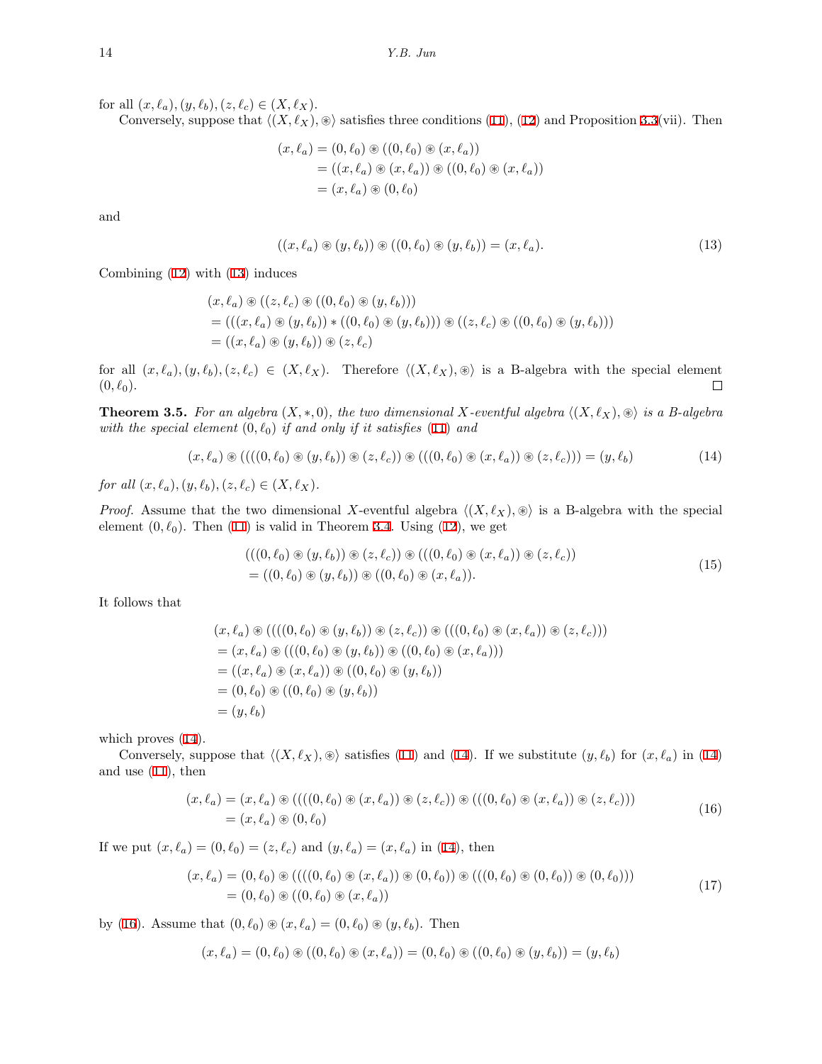for all $(x, \ell_a), (y, \ell_b), (z, \ell_c) \in (X, \ell_X)$.

Conversely, suppose that $\langle (X, \ell_X), \circledast \rangle$ satisfies three conditions (11), (12) and Proposition 3.3(vii). Then

$$
\begin{aligned}
(x, \ell_a) &= (0, \ell_0) \circledast ((0, \ell_0) \circledast (x, \ell_a)) \\
&= ((x, \ell_a) \circledast (x, \ell_a)) \circledast ((0, \ell_0) \circledast (x, \ell_a)) \\
&= (x, \ell_a) \circledast (0, \ell_0)
\end{aligned}
$$

and

$$
((x, \ell_a) \circledast (y, \ell_b)) \circledast ((0, \ell_0) \circledast (y, \ell_b)) = (x, \ell_a). \tag{13}
$$

Combining (12) with (13) induces

$$
\begin{aligned}
&(x, \ell_a) \circledast ((z, \ell_c) \circledast ((0, \ell_0) \circledast (y, \ell_b))) \\
&= (((x, \ell_a) \circledast (y, \ell_b)) * ((0, \ell_0) \circledast (y, \ell_b))) \circledast ((z, \ell_c) \circledast ((0, \ell_0) \circledast (y, \ell_b))) \\
&= ((x, \ell_a) \circledast (y, \ell_b)) \circledast (z, \ell_c)
\end{aligned}
$$

for all $(x, \ell_a), (y, \ell_b), (z, \ell_c) \in (X, \ell_X)$. Therefore $\langle (X, \ell_X), \circledast \rangle$ is a B-algebra with the special element $(0, \ell_0)$. □

**Theorem 3.5.** *For an algebra $(X, *, 0)$, the two dimensional $X$-eventful algebra $\langle (X, \ell_X), \circledast \rangle$ is a B-algebra with the special element $(0, \ell_0)$ if and only if it satisfies (11) and*

$$
(x, \ell_a) \circledast ((((0, \ell_0) \circledast (y, \ell_b)) \circledast (z, \ell_c)) \circledast (((0, \ell_0) \circledast (x, \ell_a)) \circledast (z, \ell_c))) = (y, \ell_b) \tag{14}
$$

*for all $(x, \ell_a), (y, \ell_b), (z, \ell_c) \in (X, \ell_X)$.*

*Proof.* Assume that the two dimensional $X$-eventful algebra $\langle (X, \ell_X), \circledast \rangle$ is a B-algebra with the special element $(0, \ell_0)$. Then (11) is valid in Theorem 3.4. Using (12), we get

$$
\begin{aligned}
&(((0, \ell_0) \circledast (y, \ell_b)) \circledast (z, \ell_c)) \circledast (((0, \ell_0) \circledast (x, \ell_a)) \circledast (z, \ell_c)) \\
&= ((0, \ell_0) \circledast (y, \ell_b)) \circledast ((0, \ell_0) \circledast (x, \ell_a)).
\end{aligned} \tag{15}
$$

It follows that

$$
\begin{aligned}
&(x, \ell_a) \circledast ((((0, \ell_0) \circledast (y, \ell_b)) \circledast (z, \ell_c)) \circledast (((0, \ell_0) \circledast (x, \ell_a)) \circledast (z, \ell_c))) \\
&= (x, \ell_a) \circledast (((0, \ell_0) \circledast (y, \ell_b)) \circledast ((0, \ell_0) \circledast (x, \ell_a))) \\
&= ((x, \ell_a) \circledast (x, \ell_a)) \circledast ((0, \ell_0) \circledast (y, \ell_b)) \\
&= (0, \ell_0) \circledast ((0, \ell_0) \circledast (y, \ell_b)) \\
&= (y, \ell_b)
\end{aligned}
$$

which proves (14).

Conversely, suppose that $\langle (X, \ell_X), \circledast \rangle$ satisfies (11) and (14). If we substitute $(y, \ell_b)$ for $(x, \ell_a)$ in (14) and use (11), then

$$
\begin{aligned}
(x, \ell_a) &= (x, \ell_a) \circledast ((((0, \ell_0) \circledast (x, \ell_a)) \circledast (z, \ell_c)) \circledast (((0, \ell_0) \circledast (x, \ell_a)) \circledast (z, \ell_c))) \\
&= (x, \ell_a) \circledast (0, \ell_0)
\end{aligned} \tag{16}
$$

If we put $(x, \ell_a) = (0, \ell_0) = (z, \ell_c)$ and $(y, \ell_a) = (x, \ell_a)$ in (14), then

$$
\begin{aligned}
(x, \ell_a) &= (0, \ell_0) \circledast ((((0, \ell_0) \circledast (x, \ell_a)) \circledast (0, \ell_0)) \circledast (((0, \ell_0) \circledast (0, \ell_0)) \circledast (0, \ell_0))) \\
&= (0, \ell_0) \circledast ((0, \ell_0) \circledast (x, \ell_a))
\end{aligned} \tag{17}
$$

by (16). Assume that $(0, \ell_0) \circledast (x, \ell_a) = (0, \ell_0) \circledast (y, \ell_b)$. Then

$$
(x, \ell_a) = (0, \ell_0) \circledast ((0, \ell_0) \circledast (x, \ell_a)) = (0, \ell_0) \circledast ((0, \ell_0) \circledast (y, \ell_b)) = (y, \ell_b)
$$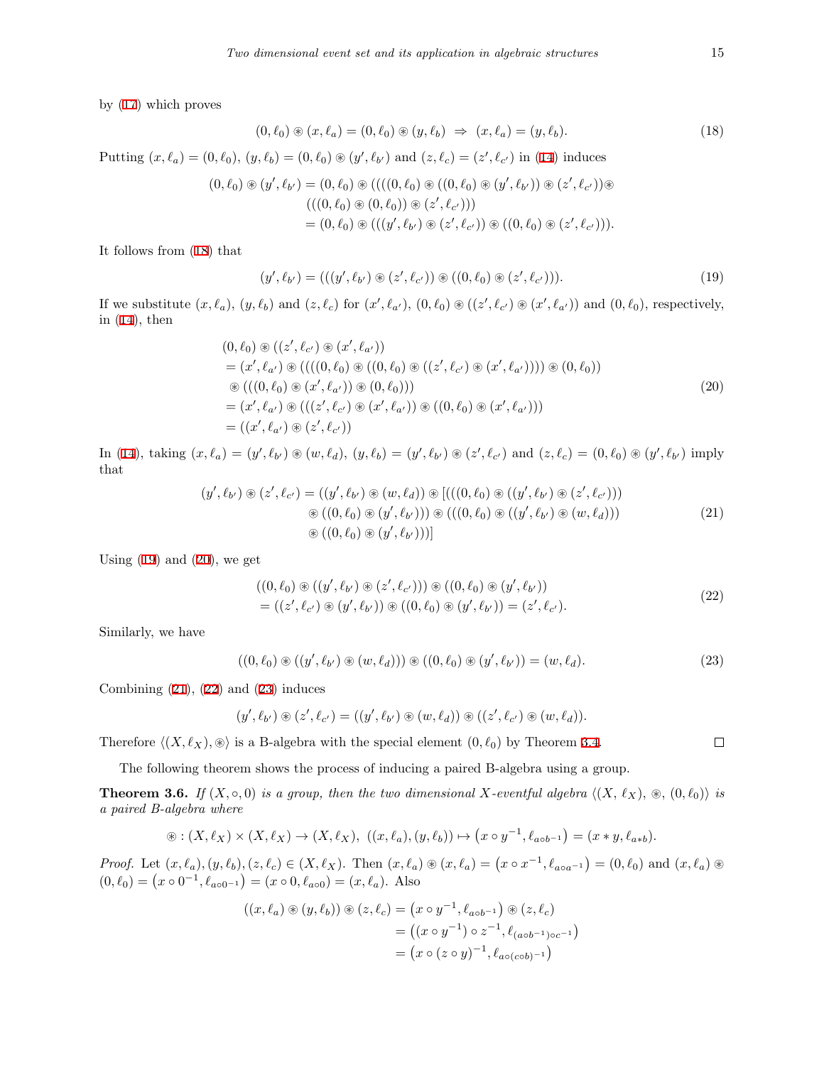by (17) which proves

$$(0,\ell_0) \circledast (x,\ell_a) = (0,\ell_0) \circledast (y,\ell_b) \;\Rightarrow\; (x,\ell_a) = (y,\ell_b). \tag{18}$$

Putting $(x,\ell_a) = (0,\ell_0)$, $(y,\ell_b) = (0,\ell_0) \circledast (y',\ell_{b'})$ and $(z,\ell_c) = (z',\ell_{c'})$ in (14) induces

$$\begin{aligned}(0,\ell_0) \circledast (y',\ell_{b'}) &= (0,\ell_0) \circledast ((((0,\ell_0) \circledast ((0,\ell_0) \circledast (y',\ell_{b'})) \circledast (z',\ell_{c'}))\circledast \\ &\quad (((0,\ell_0) \circledast (0,\ell_0)) \circledast (z',\ell_{c'}))) \\ &= (0,\ell_0) \circledast (((y',\ell_{b'}) \circledast (z',\ell_{c'})) \circledast ((0,\ell_0) \circledast (z',\ell_{c'}))).\end{aligned}$$

It follows from (18) that

$$(y',\ell_{b'}) = (((y',\ell_{b'}) \circledast (z',\ell_{c'})) \circledast ((0,\ell_0) \circledast (z',\ell_{c'}))). \tag{19}$$

If we substitute $(x,\ell_a)$, $(y,\ell_b)$ and $(z,\ell_c)$ for $(x',\ell_{a'})$, $(0,\ell_0) \circledast ((z',\ell_{c'}) \circledast (x',\ell_{a'}))$ and $(0,\ell_0)$, respectively, in (14), then

$$\begin{aligned}&(0,\ell_0) \circledast ((z',\ell_{c'}) \circledast (x',\ell_{a'})) \\ &= (x',\ell_{a'}) \circledast ((((0,\ell_0) \circledast ((0,\ell_0) \circledast ((z',\ell_{c'}) \circledast (x',\ell_{a'})))) \circledast (0,\ell_0)) \\ &\quad \circledast (((0,\ell_0) \circledast (x',\ell_{a'})) \circledast (0,\ell_0))) \\ &= (x',\ell_{a'}) \circledast (((z',\ell_{c'}) \circledast (x',\ell_{a'})) \circledast ((0,\ell_0) \circledast (x',\ell_{a'}))) \\ &= ((x',\ell_{a'}) \circledast (z',\ell_{c'}))\end{aligned} \tag{20}$$

In (14), taking $(x,\ell_a) = (y',\ell_{b'}) \circledast (w,\ell_d)$, $(y,\ell_b) = (y',\ell_{b'}) \circledast (z',\ell_{c'})$ and $(z,\ell_c) = (0,\ell_0) \circledast (y',\ell_{b'})$ imply that

$$\begin{aligned}(y',\ell_{b'}) \circledast (z',\ell_{c'}) &= ((y',\ell_{b'}) \circledast (w,\ell_d)) \circledast [(((0,\ell_0) \circledast ((y',\ell_{b'}) \circledast (z',\ell_{c'}))) \\ &\quad \circledast ((0,\ell_0) \circledast (y',\ell_{b'}))) \circledast (((0,\ell_0) \circledast ((y',\ell_{b'}) \circledast (w,\ell_d))) \\ &\quad \circledast ((0,\ell_0) \circledast (y',\ell_{b'})))]\end{aligned} \tag{21}$$

Using (19) and (20), we get

$$\begin{aligned}&((0,\ell_0) \circledast ((y',\ell_{b'}) \circledast (z',\ell_{c'}))) \circledast ((0,\ell_0) \circledast (y',\ell_{b'})) \\ &= ((z',\ell_{c'}) \circledast (y',\ell_{b'})) \circledast ((0,\ell_0) \circledast (y',\ell_{b'})) = (z',\ell_{c'}).\end{aligned} \tag{22}$$

Similarly, we have

$$((0,\ell_0) \circledast ((y',\ell_{b'}) \circledast (w,\ell_d))) \circledast ((0,\ell_0) \circledast (y',\ell_{b'})) = (w,\ell_d). \tag{23}$$

Combining (21), (22) and (23) induces

$$(y',\ell_{b'}) \circledast (z',\ell_{c'}) = ((y',\ell_{b'}) \circledast (w,\ell_d)) \circledast ((z',\ell_{c'}) \circledast (w,\ell_d)).$$

Therefore $\langle (X,\ell_X), \circledast \rangle$ is a B-algebra with the special element $(0,\ell_0)$ by Theorem 3.4. □

The following theorem shows the process of inducing a paired B-algebra using a group.

**Theorem 3.6.** *If $(X,\circ,0)$ is a group, then the two dimensional $X$-eventful algebra $\langle (X,\ell_X), \circledast, (0,\ell_0)\rangle$ is a paired B-algebra where*

$$\circledast : (X,\ell_X) \times (X,\ell_X) \to (X,\ell_X),\; ((x,\ell_a),(y,\ell_b)) \mapsto \left(x \circ y^{-1}, \ell_{a\circ b^{-1}}\right) = (x * y, \ell_{a*b}).$$

*Proof.* Let $(x,\ell_a),(y,\ell_b),(z,\ell_c) \in (X,\ell_X)$. Then $(x,\ell_a) \circledast (x,\ell_a) = \left(x \circ x^{-1}, \ell_{a\circ a^{-1}}\right) = (0,\ell_0)$ and $(x,\ell_a) \circledast (0,\ell_0) = \left(x \circ 0^{-1}, \ell_{a\circ 0^{-1}}\right) = (x \circ 0, \ell_{a\circ 0}) = (x,\ell_a)$. Also

$$\begin{aligned}((x,\ell_a) \circledast (y,\ell_b)) \circledast (z,\ell_c) &= \left(x \circ y^{-1}, \ell_{a\circ b^{-1}}\right) \circledast (z,\ell_c) \\ &= \left((x \circ y^{-1}) \circ z^{-1}, \ell_{(a\circ b^{-1})\circ c^{-1}}\right) \\ &= \left(x \circ (z \circ y)^{-1}, \ell_{a\circ (c\circ b)^{-1}}\right)\end{aligned}$$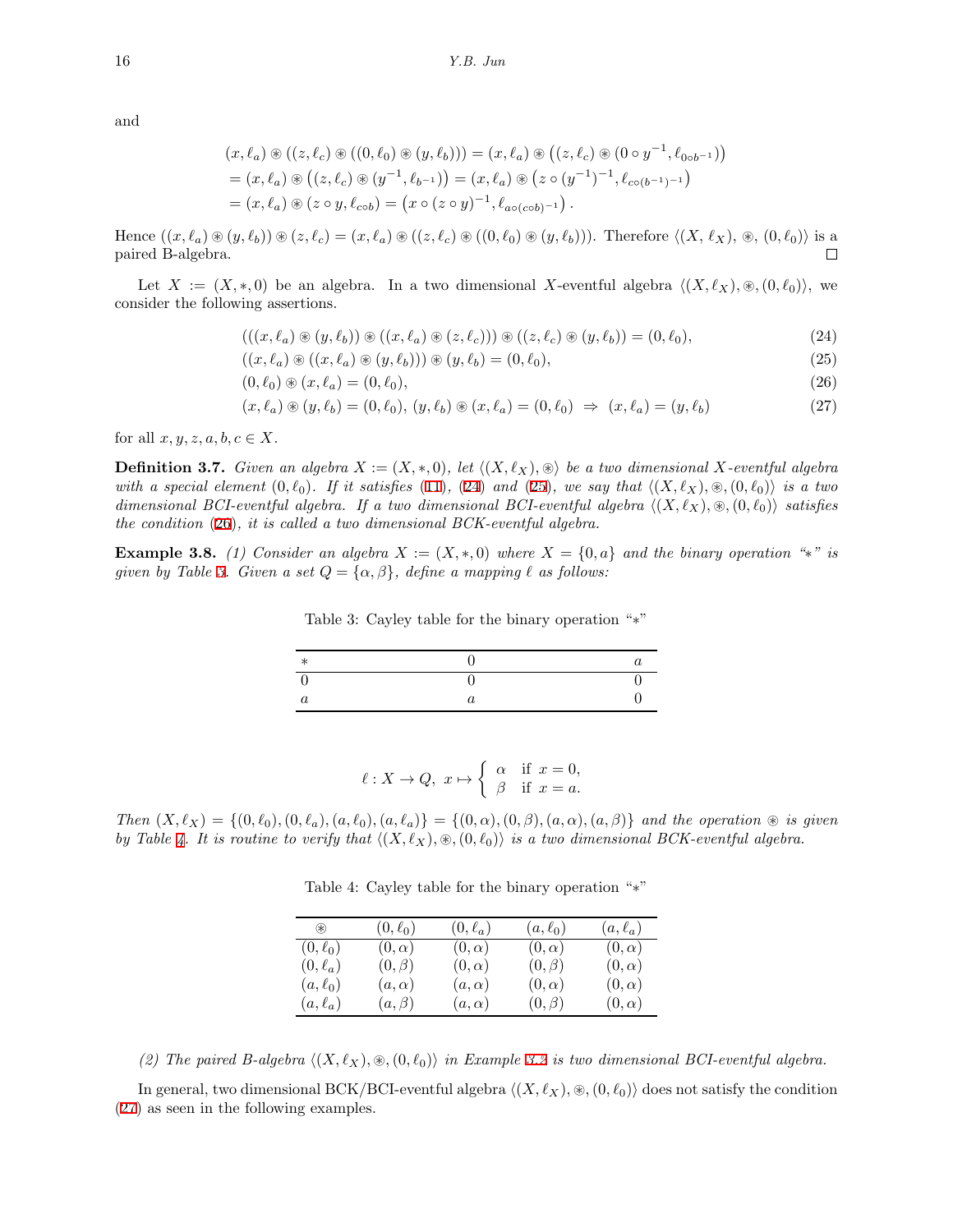and

$$
\begin{aligned}
&(x,\ell_a)\circledast((z,\ell_c)\circledast((0,\ell_0)\circledast(y,\ell_b))) = (x,\ell_a)\circledast\left((z,\ell_c)\circledast(0\circ y^{-1},\ell_{0\circ b^{-1}})\right)\\
&= (x,\ell_a)\circledast\left((z,\ell_c)\circledast(y^{-1},\ell_{b^{-1}})\right) = (x,\ell_a)\circledast\left(z\circ(y^{-1})^{-1},\ell_{c\circ(b^{-1})^{-1}}\right)\\
&= (x,\ell_a)\circledast(z\circ y,\ell_{c\circ b}) = \left(x\circ(z\circ y)^{-1},\ell_{a\circ(c\circ b)^{-1}}\right).
\end{aligned}
$$

Hence $((x,\ell_a)\circledast(y,\ell_b))\circledast(z,\ell_c) = (x,\ell_a)\circledast((z,\ell_c)\circledast((0,\ell_0)\circledast(y,\ell_b)))$. Therefore $\langle(X,\ell_X),\circledast,(0,\ell_0)\rangle$ is a paired B-algebra. □

Let $X := (X,*,0)$ be an algebra. In a two dimensional $X$-eventful algebra $\langle(X,\ell_X),\circledast,(0,\ell_0)\rangle$, we consider the following assertions.

$$(((x,\ell_a)\circledast(y,\ell_b))\circledast((x,\ell_a)\circledast(z,\ell_c)))\circledast((z,\ell_c)\circledast(y,\ell_b)) = (0,\ell_0), \tag{24}$$

$$((x,\ell_a)\circledast((x,\ell_a)\circledast(y,\ell_b)))\circledast(y,\ell_b) = (0,\ell_0), \tag{25}$$

$$(0,\ell_0)\circledast(x,\ell_a) = (0,\ell_0), \tag{26}$$

$$(x,\ell_a)\circledast(y,\ell_b) = (0,\ell_0),\ (y,\ell_b)\circledast(x,\ell_a) = (0,\ell_0)\ \Rightarrow\ (x,\ell_a) = (y,\ell_b) \tag{27}$$

for all $x,y,z,a,b,c \in X$.

**Definition 3.7.** *Given an algebra $X := (X,*,0)$, let $\langle(X,\ell_X),\circledast\rangle$ be a two dimensional $X$-eventful algebra with a special element $(0,\ell_0)$. If it satisfies (11), (24) and (25), we say that $\langle(X,\ell_X),\circledast,(0,\ell_0)\rangle$ is a two dimensional BCI-eventful algebra. If a two dimensional BCI-eventful algebra $\langle(X,\ell_X),\circledast,(0,\ell_0)\rangle$ satisfies the condition (26), it is called a two dimensional BCK-eventful algebra.*

**Example 3.8.** *(1) Consider an algebra $X := (X,*,0)$ where $X = \{0,a\}$ and the binary operation "$*$" is given by Table 3. Given a set $Q = \{\alpha,\beta\}$, define a mapping $\ell$ as follows:*

Table 3: Cayley table for the binary operation "$*$"

| $*$ | $0$ | $a$ |
|---|---|---|
| $0$ | $0$ | $0$ |
| $a$ | $a$ | $0$ |

$$\ell : X \to Q,\ x \mapsto \begin{cases} \alpha & \text{if } x = 0,\\ \beta & \text{if } x = a.\end{cases}$$

*Then $(X,\ell_X) = \{(0,\ell_0),(0,\ell_a),(a,\ell_0),(a,\ell_a)\} = \{(0,\alpha),(0,\beta),(a,\alpha),(a,\beta)\}$ and the operation $\circledast$ is given by Table 4. It is routine to verify that $\langle(X,\ell_X),\circledast,(0,\ell_0)\rangle$ is a two dimensional BCK-eventful algebra.*

Table 4: Cayley table for the binary operation "$*$"

| $\circledast$ | $(0,\ell_0)$ | $(0,\ell_a)$ | $(a,\ell_0)$ | $(a,\ell_a)$ |
|---|---|---|---|---|
| $(0,\ell_0)$ | $(0,\alpha)$ | $(0,\alpha)$ | $(0,\alpha)$ | $(0,\alpha)$ |
| $(0,\ell_a)$ | $(0,\beta)$ | $(0,\alpha)$ | $(0,\beta)$ | $(0,\alpha)$ |
| $(a,\ell_0)$ | $(a,\alpha)$ | $(a,\alpha)$ | $(0,\alpha)$ | $(0,\alpha)$ |
| $(a,\ell_a)$ | $(a,\beta)$ | $(a,\alpha)$ | $(0,\beta)$ | $(0,\alpha)$ |

*(2) The paired B-algebra $\langle(X,\ell_X),\circledast,(0,\ell_0)\rangle$ in Example 3.2 is two dimensional BCI-eventful algebra.*

In general, two dimensional BCK/BCI-eventful algebra $\langle(X,\ell_X),\circledast,(0,\ell_0)\rangle$ does not satisfy the condition (27) as seen in the following examples.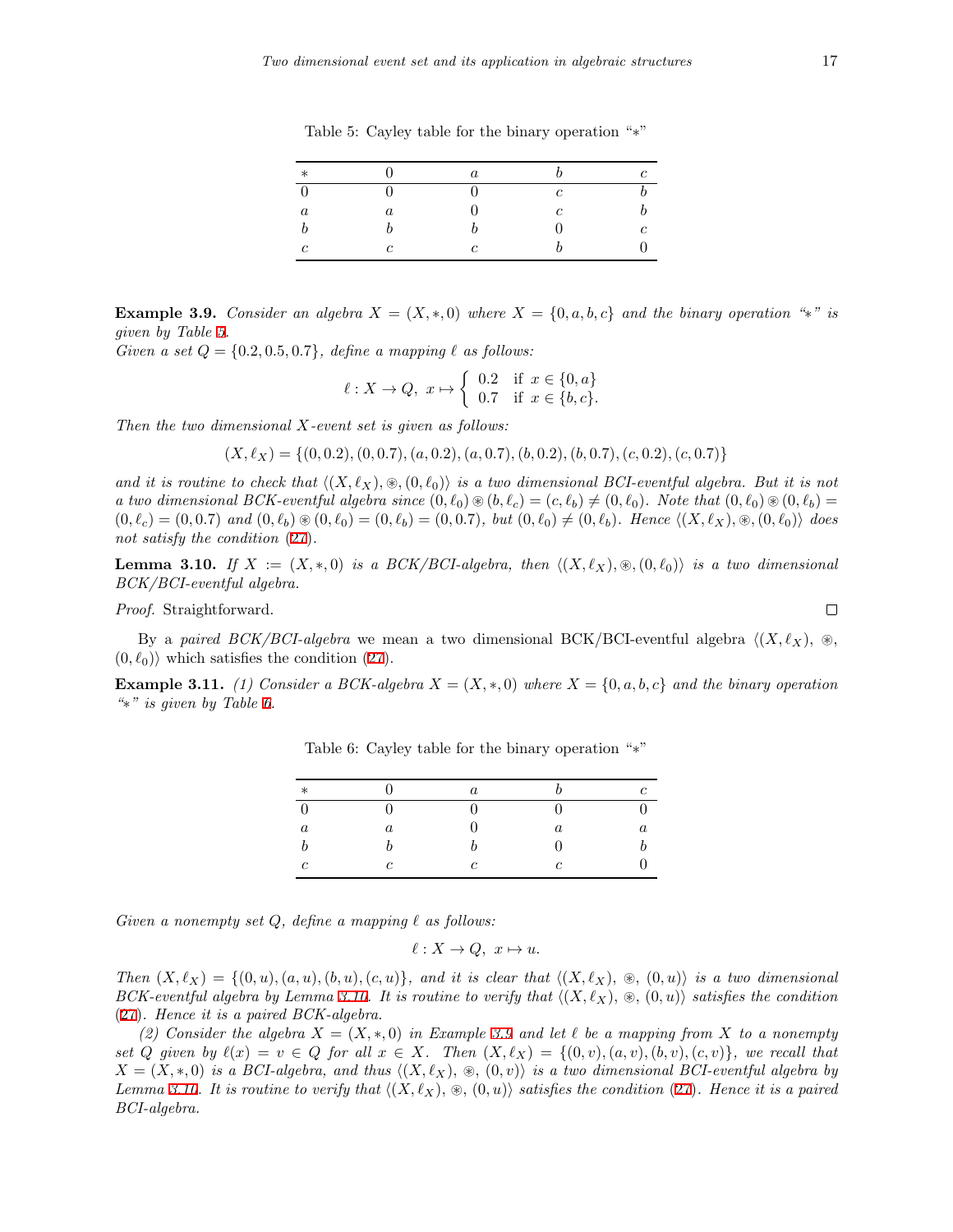Table 5: Cayley table for the binary operation "$*$"

| $*$ | $0$ | $a$ | $b$ | $c$ |
|---|---|---|---|---|
| $0$ | $0$ | $0$ | $c$ | $b$ |
| $a$ | $a$ | $0$ | $c$ | $b$ |
| $b$ | $b$ | $b$ | $0$ | $c$ |
| $c$ | $c$ | $c$ | $b$ | $0$ |

**Example 3.9.** *Consider an algebra $X = (X, *, 0)$ where $X = \{0, a, b, c\}$ and the binary operation "$*$" is given by Table 5.*
*Given a set $Q = \{0.2, 0.5, 0.7\}$, define a mapping $\ell$ as follows:*

$$\ell : X \to Q,\ x \mapsto \begin{cases} 0.2 & \text{if } x \in \{0, a\} \\ 0.7 & \text{if } x \in \{b, c\}. \end{cases}$$

*Then the two dimensional $X$-event set is given as follows:*

$$(X, \ell_X) = \{(0, 0.2), (0, 0.7), (a, 0.2), (a, 0.7), (b, 0.2), (b, 0.7), (c, 0.2), (c, 0.7)\}$$

*and it is routine to check that $\langle (X, \ell_X), \circledast, (0, \ell_0) \rangle$ is a two dimensional BCI-eventful algebra. But it is not a two dimensional BCK-eventful algebra since $(0, \ell_0) \circledast (b, \ell_c) = (c, \ell_b) \neq (0, \ell_0)$. Note that $(0, \ell_0) \circledast (0, \ell_b) = (0, \ell_c) = (0, 0.7)$ and $(0, \ell_b) \circledast (0, \ell_0) = (0, \ell_b) = (0, 0.7)$, but $(0, \ell_0) \neq (0, \ell_b)$. Hence $\langle (X, \ell_X), \circledast, (0, \ell_0) \rangle$ does not satisfy the condition (27).*

**Lemma 3.10.** *If $X := (X, *, 0)$ is a BCK/BCI-algebra, then $\langle (X, \ell_X), \circledast, (0, \ell_0) \rangle$ is a two dimensional BCK/BCI-eventful algebra.*

*Proof.* Straightforward. ∎

By a *paired BCK/BCI-algebra* we mean a two dimensional BCK/BCI-eventful algebra $\langle (X, \ell_X), \circledast, (0, \ell_0) \rangle$ which satisfies the condition (27).

**Example 3.11.** *(1) Consider a BCK-algebra $X = (X, *, 0)$ where $X = \{0, a, b, c\}$ and the binary operation "$*$" is given by Table 6.*

Table 6: Cayley table for the binary operation "$*$"

| $*$ | $0$ | $a$ | $b$ | $c$ |
|---|---|---|---|---|
| $0$ | $0$ | $0$ | $0$ | $0$ |
| $a$ | $a$ | $0$ | $a$ | $a$ |
| $b$ | $b$ | $b$ | $0$ | $b$ |
| $c$ | $c$ | $c$ | $c$ | $0$ |

*Given a nonempty set $Q$, define a mapping $\ell$ as follows:*

$$\ell : X \to Q,\ x \mapsto u.$$

*Then $(X, \ell_X) = \{(0, u), (a, u), (b, u), (c, u)\}$, and it is clear that $\langle (X, \ell_X), \circledast, (0, u) \rangle$ is a two dimensional BCK-eventful algebra by Lemma 3.10. It is routine to verify that $\langle (X, \ell_X), \circledast, (0, u) \rangle$ satisfies the condition (27). Hence it is a paired BCK-algebra.*

*(2) Consider the algebra $X = (X, *, 0)$ in Example 3.9 and let $\ell$ be a mapping from $X$ to a nonempty set $Q$ given by $\ell(x) = v \in Q$ for all $x \in X$. Then $(X, \ell_X) = \{(0, v), (a, v), (b, v), (c, v)\}$, we recall that $X = (X, *, 0)$ is a BCI-algebra, and thus $\langle (X, \ell_X), \circledast, (0, v) \rangle$ is a two dimensional BCI-eventful algebra by Lemma 3.10. It is routine to verify that $\langle (X, \ell_X), \circledast, (0, u) \rangle$ satisfies the condition (27). Hence it is a paired BCI-algebra.*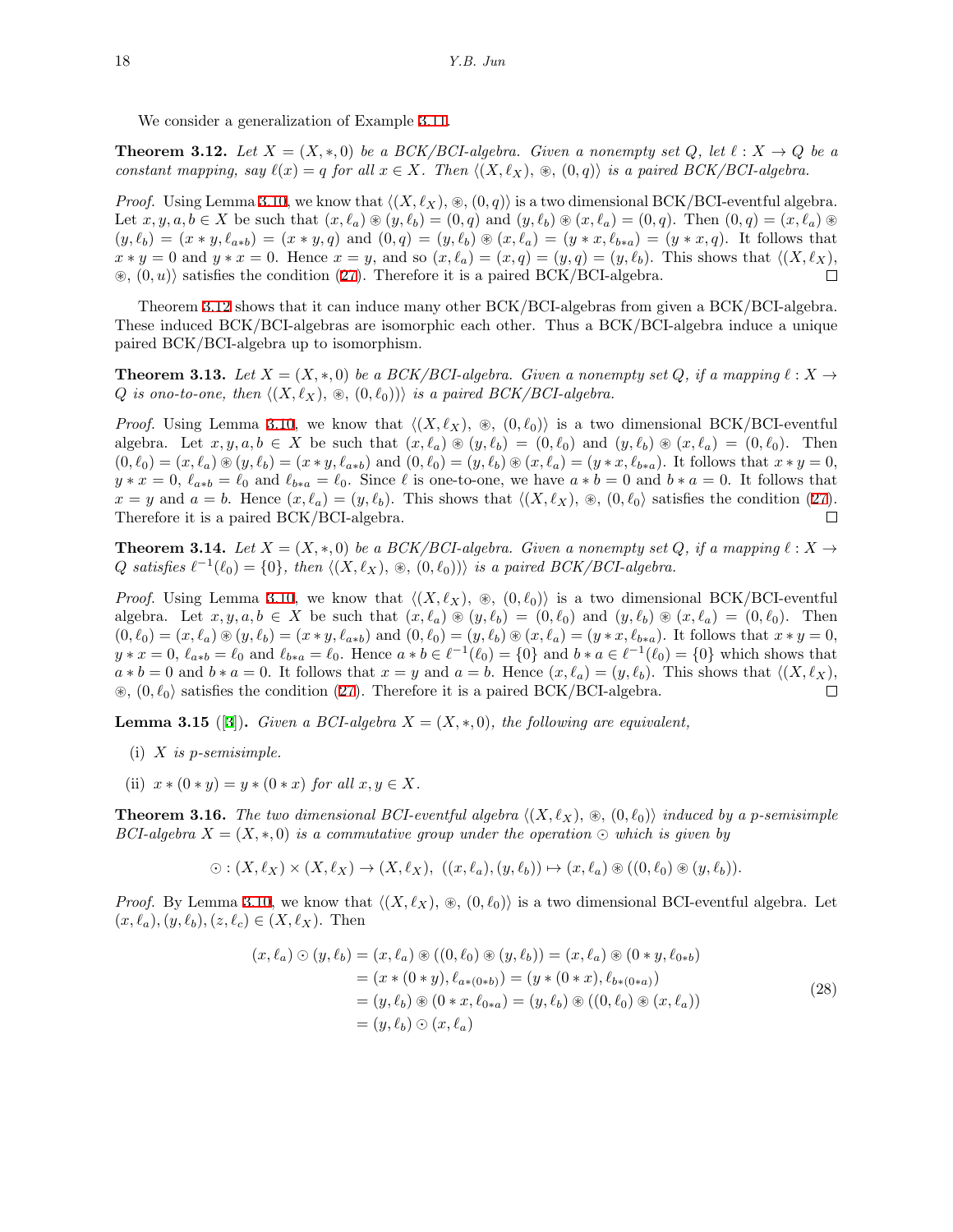We consider a generalization of Example 3.11.

**Theorem 3.12.** *Let $X = (X, *, 0)$ be a BCK/BCI-algebra. Given a nonempty set $Q$, let $\ell : X \to Q$ be a constant mapping, say $\ell(x) = q$ for all $x \in X$. Then $\langle (X, \ell_X), \circledast, (0, q) \rangle$ is a paired BCK/BCI-algebra.*

*Proof.* Using Lemma 3.10, we know that $\langle (X, \ell_X), \circledast, (0, q) \rangle$ is a two dimensional BCK/BCI-eventful algebra. Let $x, y, a, b \in X$ be such that $(x, \ell_a) \circledast (y, \ell_b) = (0, q)$ and $(y, \ell_b) \circledast (x, \ell_a) = (0, q)$. Then $(0, q) = (x, \ell_a) \circledast (y, \ell_b) = (x * y, \ell_{a*b}) = (x * y, q)$ and $(0, q) = (y, \ell_b) \circledast (x, \ell_a) = (y * x, \ell_{b*a}) = (y * x, q)$. It follows that $x * y = 0$ and $y * x = 0$. Hence $x = y$, and so $(x, \ell_a) = (x, q) = (y, q) = (y, \ell_b)$. This shows that $\langle (X, \ell_X), \circledast, (0, u) \rangle$ satisfies the condition (27). Therefore it is a paired BCK/BCI-algebra. □

Theorem 3.12 shows that it can induce many other BCK/BCI-algebras from given a BCK/BCI-algebra. These induced BCK/BCI-algebras are isomorphic each other. Thus a BCK/BCI-algebra induce a unique paired BCK/BCI-algebra up to isomorphism.

**Theorem 3.13.** *Let $X = (X, *, 0)$ be a BCK/BCI-algebra. Given a nonempty set $Q$, if a mapping $\ell : X \to Q$ is ono-to-one, then $\langle (X, \ell_X), \circledast, (0, \ell_0)) \rangle$ is a paired BCK/BCI-algebra.*

*Proof.* Using Lemma 3.10, we know that $\langle (X, \ell_X), \circledast, (0, \ell_0) \rangle$ is a two dimensional BCK/BCI-eventful algebra. Let $x, y, a, b \in X$ be such that $(x, \ell_a) \circledast (y, \ell_b) = (0, \ell_0)$ and $(y, \ell_b) \circledast (x, \ell_a) = (0, \ell_0)$. Then $(0, \ell_0) = (x, \ell_a) \circledast (y, \ell_b) = (x * y, \ell_{a*b})$ and $(0, \ell_0) = (y, \ell_b) \circledast (x, \ell_a) = (y * x, \ell_{b*a})$. It follows that $x * y = 0$, $y * x = 0$, $\ell_{a*b} = \ell_0$ and $\ell_{b*a} = \ell_0$. Since $\ell$ is one-to-one, we have $a * b = 0$ and $b * a = 0$. It follows that $x = y$ and $a = b$. Hence $(x, \ell_a) = (y, \ell_b)$. This shows that $\langle (X, \ell_X), \circledast, (0, \ell_0) \rangle$ satisfies the condition (27). Therefore it is a paired BCK/BCI-algebra. □

**Theorem 3.14.** *Let $X = (X, *, 0)$ be a BCK/BCI-algebra. Given a nonempty set $Q$, if a mapping $\ell : X \to Q$ satisfies $\ell^{-1}(\ell_0) = \{0\}$, then $\langle (X, \ell_X), \circledast, (0, \ell_0)) \rangle$ is a paired BCK/BCI-algebra.*

*Proof.* Using Lemma 3.10, we know that $\langle (X, \ell_X), \circledast, (0, \ell_0) \rangle$ is a two dimensional BCK/BCI-eventful algebra. Let $x, y, a, b \in X$ be such that $(x, \ell_a) \circledast (y, \ell_b) = (0, \ell_0)$ and $(y, \ell_b) \circledast (x, \ell_a) = (0, \ell_0)$. Then $(0, \ell_0) = (x, \ell_a) \circledast (y, \ell_b) = (x * y, \ell_{a*b})$ and $(0, \ell_0) = (y, \ell_b) \circledast (x, \ell_a) = (y * x, \ell_{b*a})$. It follows that $x * y = 0$, $y * x = 0$, $\ell_{a*b} = \ell_0$ and $\ell_{b*a} = \ell_0$. Hence $a * b \in \ell^{-1}(\ell_0) = \{0\}$ and $b * a \in \ell^{-1}(\ell_0) = \{0\}$ which shows that $a * b = 0$ and $b * a = 0$. It follows that $x = y$ and $a = b$. Hence $(x, \ell_a) = (y, \ell_b)$. This shows that $\langle (X, \ell_X), \circledast, (0, \ell_0) \rangle$ satisfies the condition (27). Therefore it is a paired BCK/BCI-algebra. □

**Lemma 3.15** ([3]). *Given a BCI-algebra $X = (X, *, 0)$, the following are equivalent,*

(i) *$X$ is p-semisimple.*

(ii) *$x * (0 * y) = y * (0 * x)$ for all $x, y \in X$.*

**Theorem 3.16.** *The two dimensional BCI-eventful algebra $\langle (X, \ell_X), \circledast, (0, \ell_0) \rangle$ induced by a p-semisimple BCI-algebra $X = (X, *, 0)$ is a commutative group under the operation $\odot$ which is given by*

$$\odot : (X, \ell_X) \times (X, \ell_X) \to (X, \ell_X), \ ((x, \ell_a), (y, \ell_b)) \mapsto (x, \ell_a) \circledast ((0, \ell_0) \circledast (y, \ell_b)).$$

*Proof.* By Lemma 3.10, we know that $\langle (X, \ell_X), \circledast, (0, \ell_0) \rangle$ is a two dimensional BCI-eventful algebra. Let $(x, \ell_a), (y, \ell_b), (z, \ell_c) \in (X, \ell_X)$. Then

$$\begin{aligned}
(x, \ell_a) \odot (y, \ell_b) &= (x, \ell_a) \circledast ((0, \ell_0) \circledast (y, \ell_b)) = (x, \ell_a) \circledast (0 * y, \ell_{0*b}) \\
&= (x * (0 * y), \ell_{a*(0*b)}) = (y * (0 * x), \ell_{b*(0*a)}) \\
&= (y, \ell_b) \circledast (0 * x, \ell_{0*a}) = (y, \ell_b) \circledast ((0, \ell_0) \circledast (x, \ell_a)) \\
&= (y, \ell_b) \odot (x, \ell_a)
\end{aligned} \tag{28}$$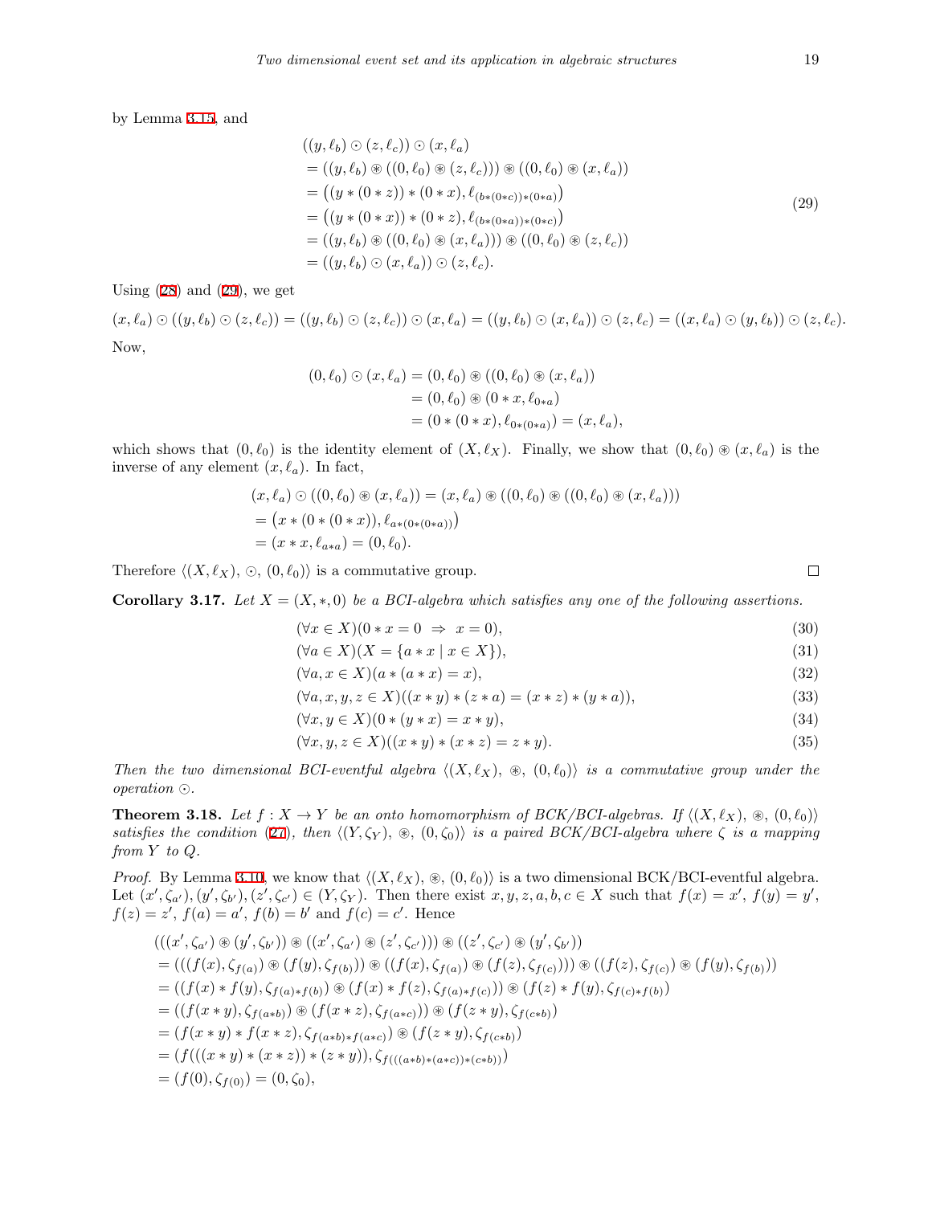by Lemma 3.15, and

$$
\begin{aligned}
&((y,\ell_b)\odot(z,\ell_c))\odot(x,\ell_a)\\
&=((y,\ell_b)\circledast((0,\ell_0)\circledast(z,\ell_c)))\circledast((0,\ell_0)\circledast(x,\ell_a))\\
&=\big((y*(0*z))*(0*x),\ell_{(b*(0*c))*(0*a)}\big)\\
&=\big((y*(0*x))*(0*z),\ell_{(b*(0*a))*(0*c)}\big)\\
&=((y,\ell_b)\circledast((0,\ell_0)\circledast(x,\ell_a)))\circledast((0,\ell_0)\circledast(z,\ell_c))\\
&=((y,\ell_b)\odot(x,\ell_a))\odot(z,\ell_c).
\end{aligned}
\tag{29}
$$

Using (28) and (29), we get

$$(x,\ell_a)\odot((y,\ell_b)\odot(z,\ell_c))=((y,\ell_b)\odot(z,\ell_c))\odot(x,\ell_a)=((y,\ell_b)\odot(x,\ell_a))\odot(z,\ell_c)=((x,\ell_a)\odot(y,\ell_b))\odot(z,\ell_c).$$

Now,

$$
\begin{aligned}
(0,\ell_0)\odot(x,\ell_a)&=(0,\ell_0)\circledast((0,\ell_0)\circledast(x,\ell_a))\\
&=(0,\ell_0)\circledast(0*x,\ell_{0*a})\\
&=(0*(0*x),\ell_{0*(0*a)})=(x,\ell_a),
\end{aligned}
$$

which shows that $(0,\ell_0)$ is the identity element of $(X,\ell_X)$. Finally, we show that $(0,\ell_0)\circledast(x,\ell_a)$ is the inverse of any element $(x,\ell_a)$. In fact,

$$
\begin{aligned}
&(x,\ell_a)\odot((0,\ell_0)\circledast(x,\ell_a))=(x,\ell_a)\circledast((0,\ell_0)\circledast((0,\ell_0)\circledast(x,\ell_a)))\\
&=\big(x*(0*(0*x)),\ell_{a*(0*(0*a))}\big)\\
&=(x*x,\ell_{a*a})=(0,\ell_0).
\end{aligned}
$$

Therefore $\langle(X,\ell_X),\ \odot,\ (0,\ell_0)\rangle$ is a commutative group. □

**Corollary 3.17.** *Let $X=(X,*,0)$ be a BCI-algebra which satisfies any one of the following assertions.*

$$(\forall x\in X)(0*x=0\ \Rightarrow\ x=0),\tag{30}$$

$$(\forall a\in X)(X=\{a*x\mid x\in X\}),\tag{31}$$

$$(\forall a,x\in X)(a*(a*x)=x),\tag{32}$$

$$(\forall a,x,y,z\in X)((x*y)*(z*a)=(x*z)*(y*a)),\tag{33}$$

$$(\forall x,y\in X)(0*(y*x)=x*y),\tag{34}$$

$$(\forall x,y,z\in X)((x*y)*(x*z)=z*y).\tag{35}$$

*Then the two dimensional BCI-eventful algebra $\langle(X,\ell_X),\ \circledast,\ (0,\ell_0)\rangle$ is a commutative group under the operation $\odot$.*

**Theorem 3.18.** *Let $f:X\to Y$ be an onto homomorphism of BCK/BCI-algebras. If $\langle(X,\ell_X),\ \circledast,\ (0,\ell_0)\rangle$ satisfies the condition (27), then $\langle(Y,\zeta_Y),\ \circledast,\ (0,\zeta_0)\rangle$ is a paired BCK/BCI-algebra where $\zeta$ is a mapping from $Y$ to $Q$.*

*Proof.* By Lemma 3.10, we know that $\langle(X,\ell_X),\ \circledast,\ (0,\ell_0)\rangle$ is a two dimensional BCK/BCI-eventful algebra. Let $(x',\zeta_{a'}),(y',\zeta_{b'}),(z',\zeta_{c'})\in(Y,\zeta_Y)$. Then there exist $x,y,z,a,b,c\in X$ such that $f(x)=x'$, $f(y)=y'$, $f(z)=z'$, $f(a)=a'$, $f(b)=b'$ and $f(c)=c'$. Hence

$$
\begin{aligned}
&(((x',\zeta_{a'})\circledast(y',\zeta_{b'}))\circledast((x',\zeta_{a'})\circledast(z',\zeta_{c'})))\circledast((z',\zeta_{c'})\circledast(y',\zeta_{b'}))\\
&=(((f(x),\zeta_{f(a)})\circledast(f(y),\zeta_{f(b)}))\circledast((f(x),\zeta_{f(a)})\circledast(f(z),\zeta_{f(c)})))\circledast((f(z),\zeta_{f(c)})\circledast(f(y),\zeta_{f(b)}))\\
&=((f(x)*f(y),\zeta_{f(a)*f(b)})\circledast(f(x)*f(z),\zeta_{f(a)*f(c)}))\circledast(f(z)*f(y),\zeta_{f(c)*f(b)})\\
&=((f(x*y),\zeta_{f(a*b)})\circledast(f(x*z),\zeta_{f(a*c)}))\circledast(f(z*y),\zeta_{f(c*b)})\\
&=(f(x*y)*f(x*z),\zeta_{f(a*b)*f(a*c)})\circledast(f(z*y),\zeta_{f(c*b)})\\
&=\big(f(((x*y)*(x*z))*(z*y)),\zeta_{f(((a*b)*(a*c))*(c*b))}\big)\\
&=(f(0),\zeta_{f(0)})=(0,\zeta_0),
\end{aligned}
$$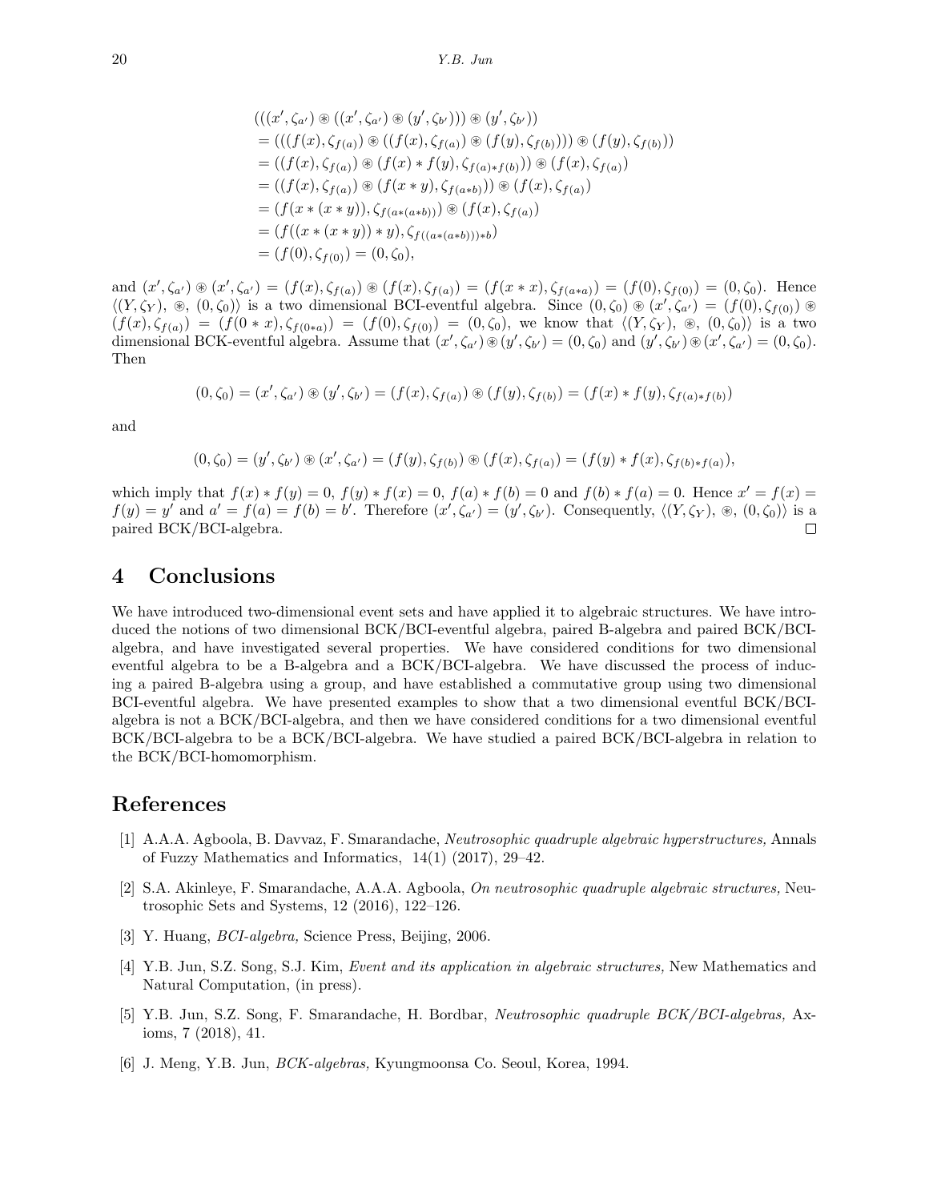$$
\begin{aligned}
&(((x', \zeta_{a'}) \circledast ((x', \zeta_{a'}) \circledast (y', \zeta_{b'}))) \circledast (y', \zeta_{b'})) \\
&= (((f(x), \zeta_{f(a)}) \circledast ((f(x), \zeta_{f(a)}) \circledast (f(y), \zeta_{f(b)}))) \circledast (f(y), \zeta_{f(b)})) \\
&= ((f(x), \zeta_{f(a)}) \circledast (f(x) * f(y), \zeta_{f(a)*f(b)})) \circledast (f(x), \zeta_{f(a)}) \\
&= ((f(x), \zeta_{f(a)}) \circledast (f(x * y), \zeta_{f(a*b)})) \circledast (f(x), \zeta_{f(a)}) \\
&= (f(x * (x * y)), \zeta_{f(a*(a*b))}) \circledast (f(x), \zeta_{f(a)}) \\
&= (f((x * (x * y)) * y), \zeta_{f((a*(a*b)))*b}) \\
&= (f(0), \zeta_{f(0)}) = (0, \zeta_0),
\end{aligned}
$$

and $(x', \zeta_{a'}) \circledast (x', \zeta_{a'}) = (f(x), \zeta_{f(a)}) \circledast (f(x), \zeta_{f(a)}) = (f(x * x), \zeta_{f(a*a)}) = (f(0), \zeta_{f(0)}) = (0, \zeta_0)$. Hence $\langle (Y, \zeta_Y),\ \circledast,\ (0, \zeta_0)\rangle$ is a two dimensional BCI-eventful algebra. Since $(0, \zeta_0) \circledast (x', \zeta_{a'}) = (f(0), \zeta_{f(0)}) \circledast (f(x), \zeta_{f(a)}) = (f(0 * x), \zeta_{f(0*a)}) = (f(0), \zeta_{f(0)}) = (0, \zeta_0)$, we know that $\langle (Y, \zeta_Y),\ \circledast,\ (0, \zeta_0)\rangle$ is a two dimensional BCK-eventful algebra. Assume that $(x', \zeta_{a'}) \circledast (y', \zeta_{b'}) = (0, \zeta_0)$ and $(y', \zeta_{b'}) \circledast (x', \zeta_{a'}) = (0, \zeta_0)$. Then

$$
(0, \zeta_0) = (x', \zeta_{a'}) \circledast (y', \zeta_{b'}) = (f(x), \zeta_{f(a)}) \circledast (f(y), \zeta_{f(b)}) = (f(x) * f(y), \zeta_{f(a)*f(b)})
$$

and

$$
(0, \zeta_0) = (y', \zeta_{b'}) \circledast (x', \zeta_{a'}) = (f(y), \zeta_{f(b)}) \circledast (f(x), \zeta_{f(a)}) = (f(y) * f(x), \zeta_{f(b)*f(a)}),
$$

which imply that $f(x) * f(y) = 0$, $f(y) * f(x) = 0$, $f(a) * f(b) = 0$ and $f(b) * f(a) = 0$. Hence $x' = f(x) = f(y) = y'$ and $a' = f(a) = f(b) = b'$. Therefore $(x', \zeta_{a'}) = (y', \zeta_{b'})$. Consequently, $\langle (Y, \zeta_Y),\ \circledast,\ (0, \zeta_0)\rangle$ is a paired BCK/BCI-algebra. □

## 4 Conclusions

We have introduced two-dimensional event sets and have applied it to algebraic structures. We have introduced the notions of two dimensional BCK/BCI-eventful algebra, paired B-algebra and paired BCK/BCI-algebra, and have investigated several properties. We have considered conditions for two dimensional eventful algebra to be a B-algebra and a BCK/BCI-algebra. We have discussed the process of inducing a paired B-algebra using a group, and have established a commutative group using two dimensional BCI-eventful algebra. We have presented examples to show that a two dimensional eventful BCK/BCI-algebra is not a BCK/BCI-algebra, and then we have considered conditions for a two dimensional eventful BCK/BCI-algebra to be a BCK/BCI-algebra. We have studied a paired BCK/BCI-algebra in relation to the BCK/BCI-homomorphism.

## References

[1] A.A.A. Agboola, B. Davvaz, F. Smarandache, *Neutrosophic quadruple algebraic hyperstructures,* Annals of Fuzzy Mathematics and Informatics, 14(1) (2017), 29–42.

[2] S.A. Akinleye, F. Smarandache, A.A.A. Agboola, *On neutrosophic quadruple algebraic structures,* Neutrosophic Sets and Systems, 12 (2016), 122–126.

[3] Y. Huang, *BCI-algebra,* Science Press, Beijing, 2006.

[4] Y.B. Jun, S.Z. Song, S.J. Kim, *Event and its application in algebraic structures,* New Mathematics and Natural Computation, (in press).

[5] Y.B. Jun, S.Z. Song, F. Smarandache, H. Bordbar, *Neutrosophic quadruple BCK/BCI-algebras,* Axioms, 7 (2018), 41.

[6] J. Meng, Y.B. Jun, *BCK-algebras,* Kyungmoonsa Co. Seoul, Korea, 1994.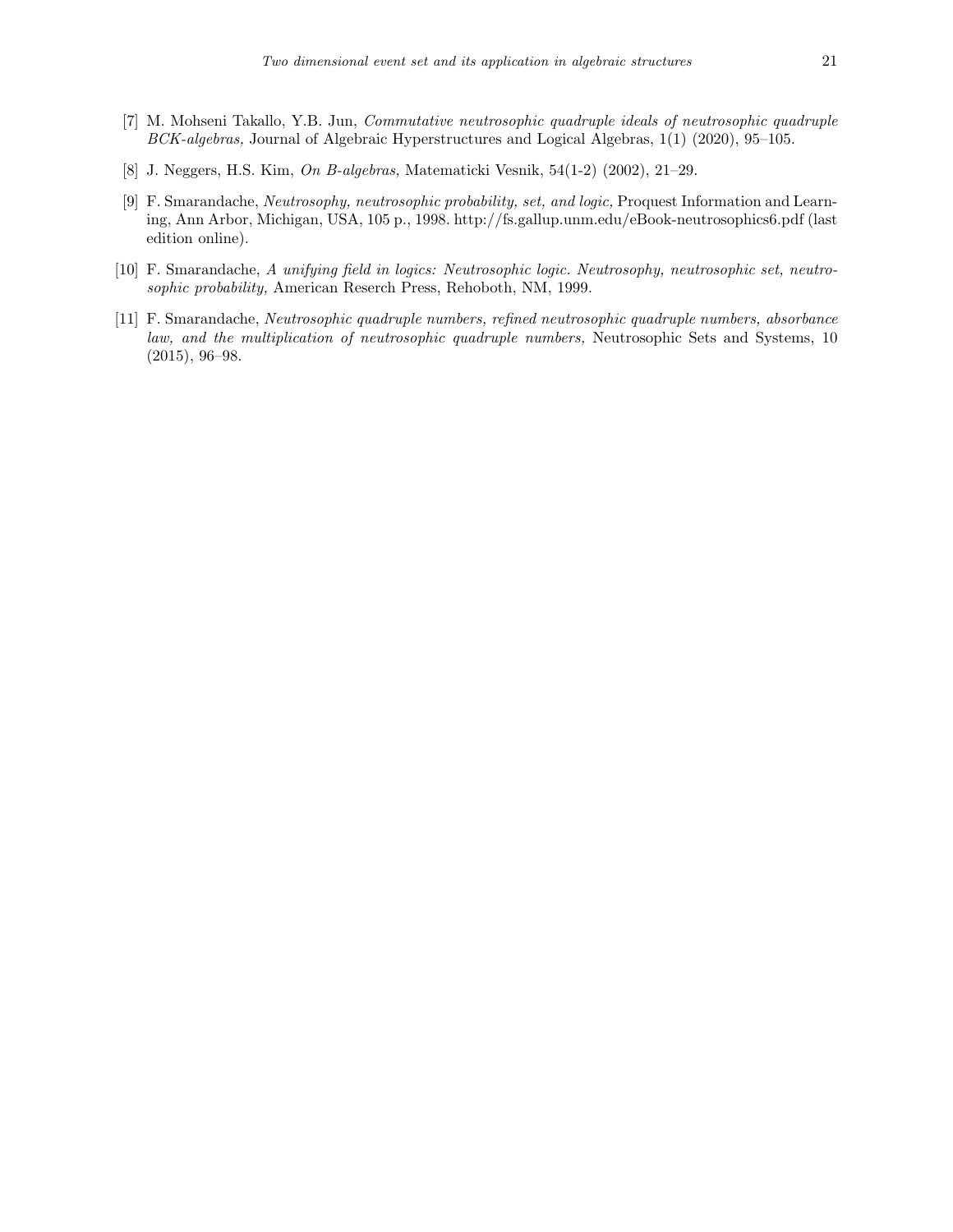[7] M. Mohseni Takallo, Y.B. Jun, *Commutative neutrosophic quadruple ideals of neutrosophic quadruple BCK-algebras,* Journal of Algebraic Hyperstructures and Logical Algebras, 1(1) (2020), 95–105.

[8] J. Neggers, H.S. Kim, *On B-algebras,* Matematicki Vesnik, 54(1-2) (2002), 21–29.

[9] F. Smarandache, *Neutrosophy, neutrosophic probability, set, and logic,* Proquest Information and Learning, Ann Arbor, Michigan, USA, 105 p., 1998. http://fs.gallup.unm.edu/eBook-neutrosophics6.pdf (last edition online).

[10] F. Smarandache, *A unifying field in logics: Neutrosophic logic. Neutrosophy, neutrosophic set, neutrosophic probability,* American Reserch Press, Rehoboth, NM, 1999.

[11] F. Smarandache, *Neutrosophic quadruple numbers, refined neutrosophic quadruple numbers, absorbance law, and the multiplication of neutrosophic quadruple numbers,* Neutrosophic Sets and Systems, 10 (2015), 96–98.